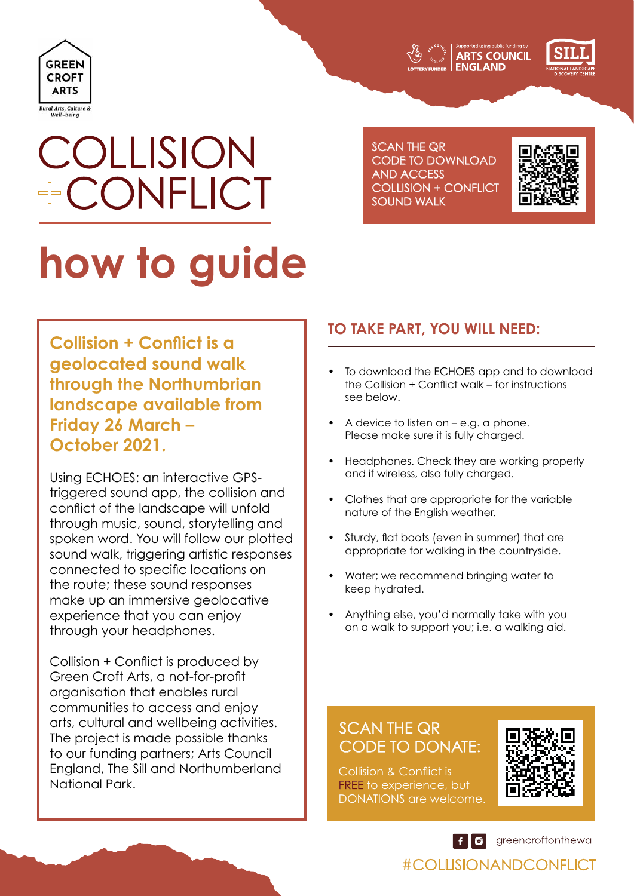GREEN CROFT ARTS

Rural Arts, Culture & Well-being

Supported using public funding by ARTS COUNCIL ENGLAND

LOTTERY FUNDED

SILL NATIONAL LANDSCAPE DISCOVERY CENTRE

# COLLISION + CONFLICT

SCAN THE QR CODE TO DOWNLOAD AND ACCESS COLLISION + CONFLICT SOUND WALK

# how to guide

**Collision + Conflict is a geolocated sound walk through the Northumbrian landscape available from Friday 26 March – October 2021.**

Using ECHOES: an interactive GPS-triggered sound app, the collision and conflict of the landscape will unfold through music, sound, storytelling and spoken word. You will follow our plotted sound walk, triggering artistic responses connected to specific locations on the route; these sound responses make up an immersive geolocative experience that you can enjoy through your headphones.

Collision + Conflict is produced by Green Croft Arts, a not-for-profit organisation that enables rural communities to access and enjoy arts, cultural and wellbeing activities. The project is made possible thanks to our funding partners; Arts Council England, The Sill and Northumberland National Park.

## TO TAKE PART, YOU WILL NEED:

- To download the ECHOES app and to download the Collision + Conflict walk – for instructions see below.
- A device to listen on – e.g. a phone. Please make sure it is fully charged.
- Headphones. Check they are working properly and if wireless, also fully charged.
- Clothes that are appropriate for the variable nature of the English weather.
- Sturdy, flat boots (even in summer) that are appropriate for walking in the countryside.
- Water; we recommend bringing water to keep hydrated.
- Anything else, you'd normally take with you on a walk to support you; i.e. a walking aid.

## SCAN THE QR CODE TO DONATE:

Collision & Conflict is FREE to experience, but DONATIONS are welcome.

greencroftonthewall

#COLLISIONANDCONFLICT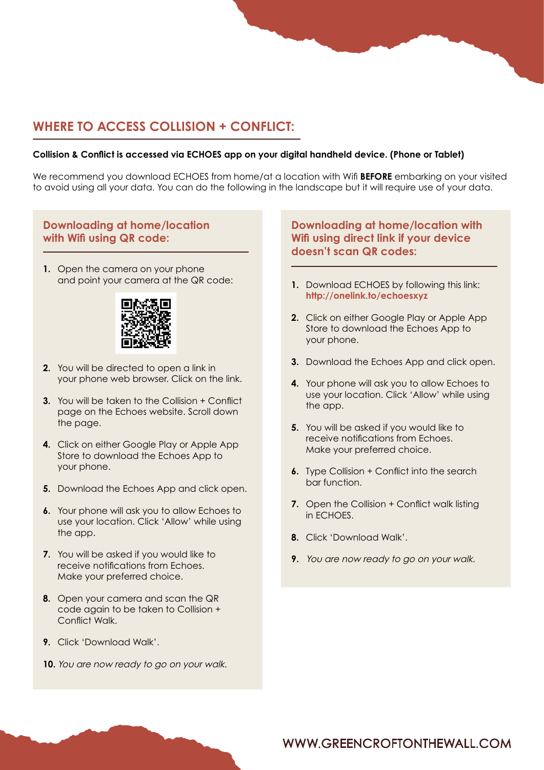## WHERE TO ACCESS COLLISION + CONFLICT:

**Collision & Conflict is accessed via ECHOES app on your digital handheld device. (Phone or Tablet)**

We recommend you download ECHOES from home/at a location with Wifi **BEFORE** embarking on your visited to avoid using all your data. You can do the following in the landscape but it will require use of your data.

### Downloading at home/location with Wifi using QR code:

1. Open the camera on your phone and point your camera at the QR code:
2. You will be directed to open a link in your phone web browser. Click on the link.
3. You will be taken to the Collision + Conflict page on the Echoes website. Scroll down the page.
4. Click on either Google Play or Apple App Store to download the Echoes App to your phone.
5. Download the Echoes App and click open.
6. Your phone will ask you to allow Echoes to use your location. Click 'Allow' while using the app.
7. You will be asked if you would like to receive notifications from Echoes. Make your preferred choice.
8. Open your camera and scan the QR code again to be taken to Collision + Conflict Walk.
9. Click 'Download Walk'.
10. *You are now ready to go on your walk.*

### Downloading at home/location with Wifi using direct link if your device doesn't scan QR codes:

1. Download ECHOES by following this link: **http://onelink.to/echoesxyz**
2. Click on either Google Play or Apple App Store to download the Echoes App to your phone.
3. Download the Echoes App and click open.
4. Your phone will ask you to allow Echoes to use your location. Click 'Allow' while using the app.
5. You will be asked if you would like to receive notifications from Echoes. Make your preferred choice.
6. Type Collision + Conflict into the search bar function.
7. Open the Collision + Conflict walk listing in ECHOES.
8. Click 'Download Walk'.
9. *You are now ready to go on your walk.*

WWW.GREENCROFTONTHEWALL.COM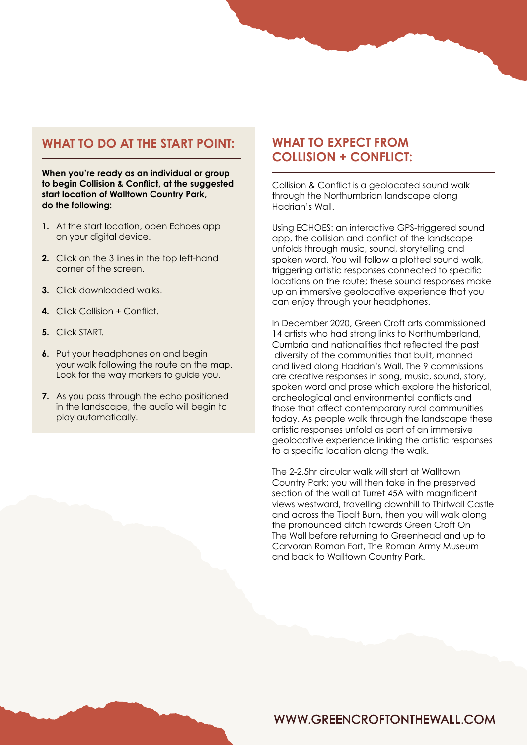## WHAT TO DO AT THE START POINT:

**When you're ready as an individual or group to begin Collision & Conflict, at the suggested start location of Walltown Country Park, do the following:**

1. At the start location, open Echoes app on your digital device.
2. Click on the 3 lines in the top left-hand corner of the screen.
3. Click downloaded walks.
4. Click Collision + Conflict.
5. Click START.
6. Put your headphones on and begin your walk following the route on the map. Look for the way markers to guide you.
7. As you pass through the echo positioned in the landscape, the audio will begin to play automatically.

## WHAT TO EXPECT FROM COLLISION + CONFLICT:

Collision & Conflict is a geolocated sound walk through the Northumbrian landscape along Hadrian's Wall.

Using ECHOES: an interactive GPS-triggered sound app, the collision and conflict of the landscape unfolds through music, sound, storytelling and spoken word. You will follow a plotted sound walk, triggering artistic responses connected to specific locations on the route; these sound responses make up an immersive geolocative experience that you can enjoy through your headphones.

In December 2020, Green Croft arts commissioned 14 artists who had strong links to Northumberland, Cumbria and nationalities that reflected the past diversity of the communities that built, manned and lived along Hadrian's Wall. The 9 commissions are creative responses in song, music, sound, story, spoken word and prose which explore the historical, archeological and environmental conflicts and those that affect contemporary rural communities today. As people walk through the landscape these artistic responses unfold as part of an immersive geolocative experience linking the artistic responses to a specific location along the walk.

The 2-2.5hr circular walk will start at Walltown Country Park; you will then take in the preserved section of the wall at Turret 45A with magnificent views westward, travelling downhill to Thirlwall Castle and across the Tipalt Burn, then you will walk along the pronounced ditch towards Green Croft On The Wall before returning to Greenhead and up to Carvoran Roman Fort, The Roman Army Museum and back to Walltown Country Park.

WWW.GREENCROFTONTHEWALL.COM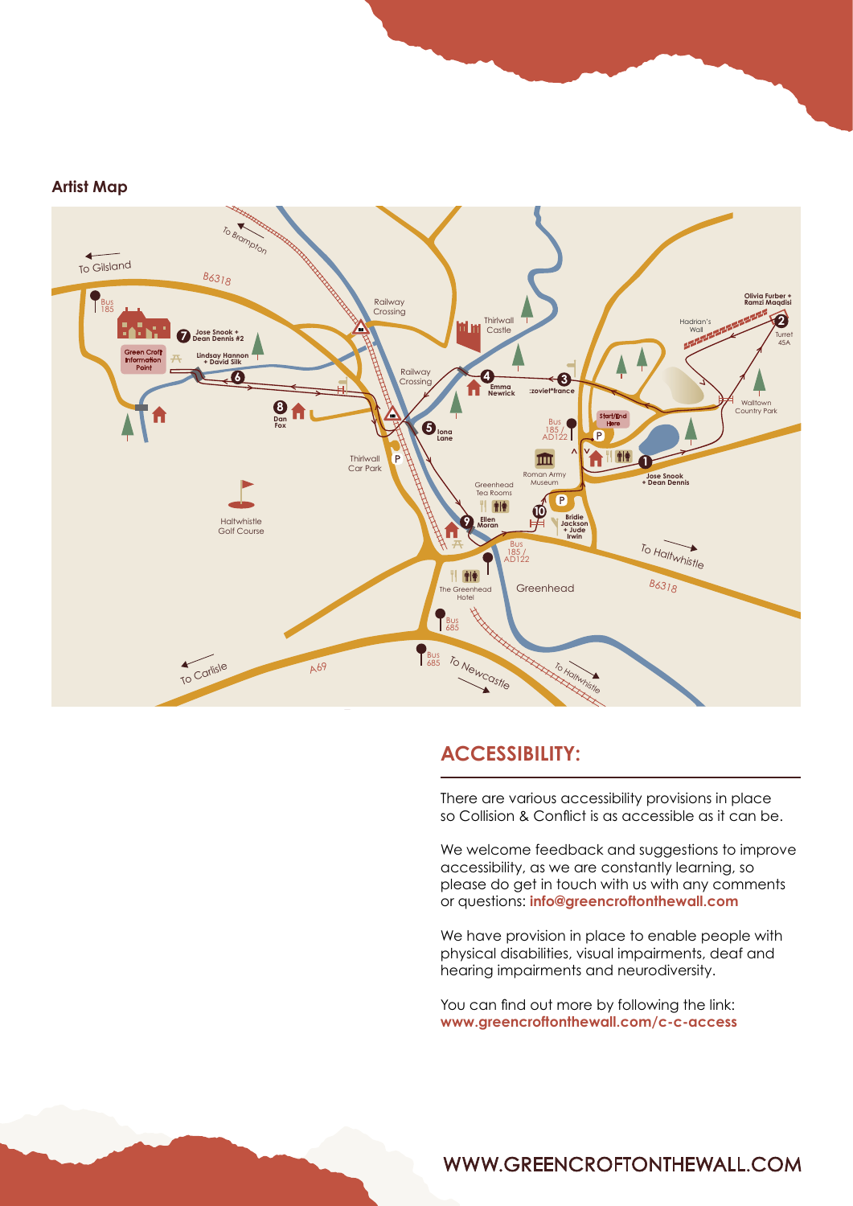**Artist Map**

To Gilsland

To Brampton

B6318

Bus 185

Railway Crossing

Thirlwall Castle

Olivia Furber + Ramzi Maqdisi

Hadrian's Wall

2

Turret 45A

7 Jose Snook + Dean Dennis #2

Green Croft Information Point

Lindsay Hannon + David Silk

6

Railway Crossing

4 Emma Newrick

3 :zoviet*france

Walltown Country Park

8 Dan Fox

5 Iona Lane

Bus 185 / AD122

Start/End Here

Thirlwall Car Park

Roman Army Museum

1 Jose Snook + Dean Dennis

Greenhead Tea Rooms

Haltwhistle Golf Course

10

9 Ellen Moran

Bridie Jackson + Jude Irwin

Bus 185 / AD122

To Haltwhistle

B6318

The Greenhead Hotel

Greenhead

Bus 685

Bus 685

To Carlisle

A69

To Newcastle

To Haltwhistle

## ACCESSIBILITY:

There are various accessibility provisions in place so Collision & Conflict is as accessible as it can be.

We welcome feedback and suggestions to improve accessibility, as we are constantly learning, so please do get in touch with us with any comments or questions: **info@greencroftonthewall.com**

We have provision in place to enable people with physical disabilities, visual impairments, deaf and hearing impairments and neurodiversity.

You can find out more by following the link: **www.greencroftonthewall.com/c-c-access**

WWW.GREENCROFTONTHEWALL.COM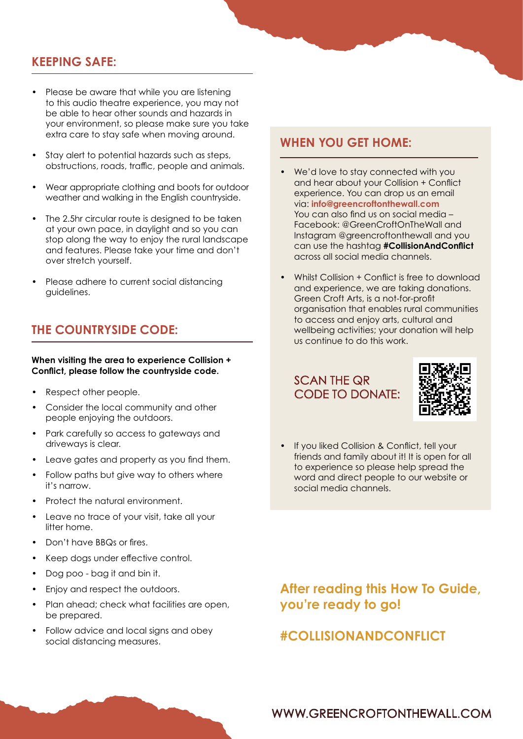## KEEPING SAFE:

- Please be aware that while you are listening to this audio theatre experience, you may not be able to hear other sounds and hazards in your environment, so please make sure you take extra care to stay safe when moving around.
- Stay alert to potential hazards such as steps, obstructions, roads, traffic, people and animals.
- Wear appropriate clothing and boots for outdoor weather and walking in the English countryside.
- The 2.5hr circular route is designed to be taken at your own pace, in daylight and so you can stop along the way to enjoy the rural landscape and features. Please take your time and don't over stretch yourself.
- Please adhere to current social distancing guidelines.

## THE COUNTRYSIDE CODE:

**When visiting the area to experience Collision + Conflict, please follow the countryside code.**

- Respect other people.
- Consider the local community and other people enjoying the outdoors.
- Park carefully so access to gateways and driveways is clear.
- Leave gates and property as you find them.
- Follow paths but give way to others where it's narrow.
- Protect the natural environment.
- Leave no trace of your visit, take all your litter home.
- Don't have BBQs or fires.
- Keep dogs under effective control.
- Dog poo - bag it and bin it.
- Enjoy and respect the outdoors.
- Plan ahead; check what facilities are open, be prepared.
- Follow advice and local signs and obey social distancing measures.

## WHEN YOU GET HOME:

- We'd love to stay connected with you and hear about your Collision + Conflict experience. You can drop us an email via: **info@greencroftonthewall.com** You can also find us on social media – Facebook: @GreenCroftOnTheWall and Instagram @greencroftonthewall and you can use the hashtag **#CollisionAndConflict** across all social media channels.
- Whilst Collision + Conflict is free to download and experience, we are taking donations. Green Croft Arts, is a not-for-profit organisation that enables rural communities to access and enjoy arts, cultural and wellbeing activities; your donation will help us continue to do this work.

SCAN THE QR CODE TO DONATE:

- If you liked Collision & Conflict, tell your friends and family about it! It is open for all to experience so please help spread the word and direct people to our website or social media channels.

## After reading this How To Guide, you're ready to go!

## #COLLISIONANDCONFLICT

WWW.GREENCROFTONTHEWALL.COM